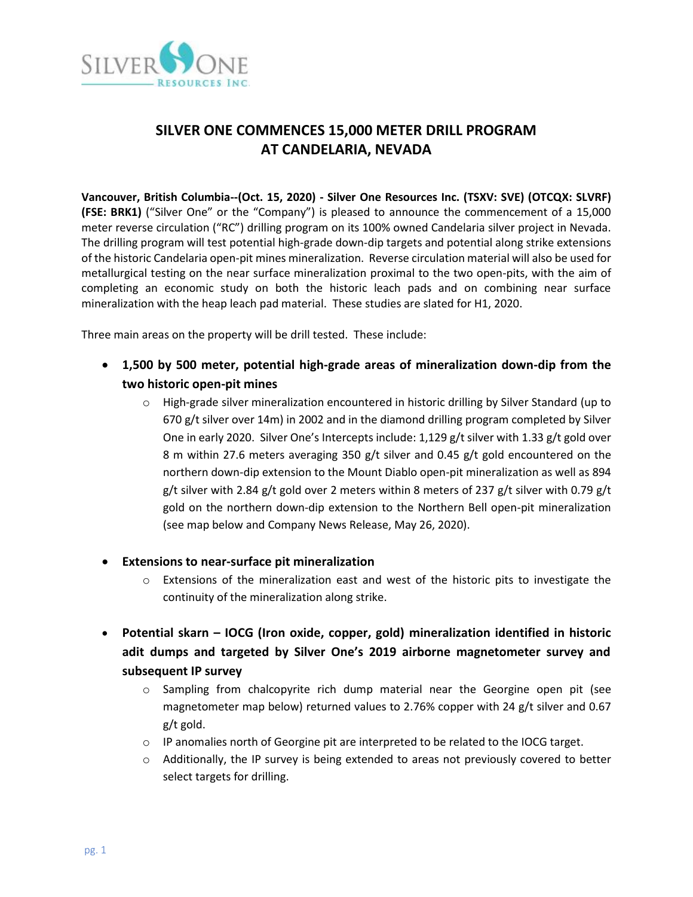# SILVER ONE COMMENCES 15,000 METER DRILL PROGRAM AT CANDELARIA, NEVADA

**Vancouver, British Columbia--(Oct. 15, 2020) - Silver One Resources Inc. (TSXV: SVE) (OTCQX: SLVRF) (FSE: BRK1)** ("Silver One" or the "Company") is pleased to announce the commencement of a 15,000 meter reverse circulation ("RC") drilling program on its 100% owned Candelaria silver project in Nevada. The drilling program will test potential high-grade down-dip targets and potential along strike extensions of the historic Candelaria open-pit mines mineralization. Reverse circulation material will also be used for metallurgical testing on the near surface mineralization proximal to the two open-pits, with the aim of completing an economic study on both the historic leach pads and on combining near surface mineralization with the heap leach pad material. These studies are slated for H1, 2020.

Three main areas on the property will be drill tested. These include:

- **1,500 by 500 meter, potential high-grade areas of mineralization down-dip from the two historic open-pit mines**
  - High-grade silver mineralization encountered in historic drilling by Silver Standard (up to 670 g/t silver over 14m) in 2002 and in the diamond drilling program completed by Silver One in early 2020. Silver One's Intercepts include: 1,129 g/t silver with 1.33 g/t gold over 8 m within 27.6 meters averaging 350 g/t silver and 0.45 g/t gold encountered on the northern down-dip extension to the Mount Diablo open-pit mineralization as well as 894 g/t silver with 2.84 g/t gold over 2 meters within 8 meters of 237 g/t silver with 0.79 g/t gold on the northern down-dip extension to the Northern Bell open-pit mineralization (see map below and Company News Release, May 26, 2020).

- **Extensions to near-surface pit mineralization**
  - Extensions of the mineralization east and west of the historic pits to investigate the continuity of the mineralization along strike.

- **Potential skarn – IOCG (Iron oxide, copper, gold) mineralization identified in historic adit dumps and targeted by Silver One's 2019 airborne magnetometer survey and subsequent IP survey**
  - Sampling from chalcopyrite rich dump material near the Georgine open pit (see magnetometer map below) returned values to 2.76% copper with 24 g/t silver and 0.67 g/t gold.
  - IP anomalies north of Georgine pit are interpreted to be related to the IOCG target.
  - Additionally, the IP survey is being extended to areas not previously covered to better select targets for drilling.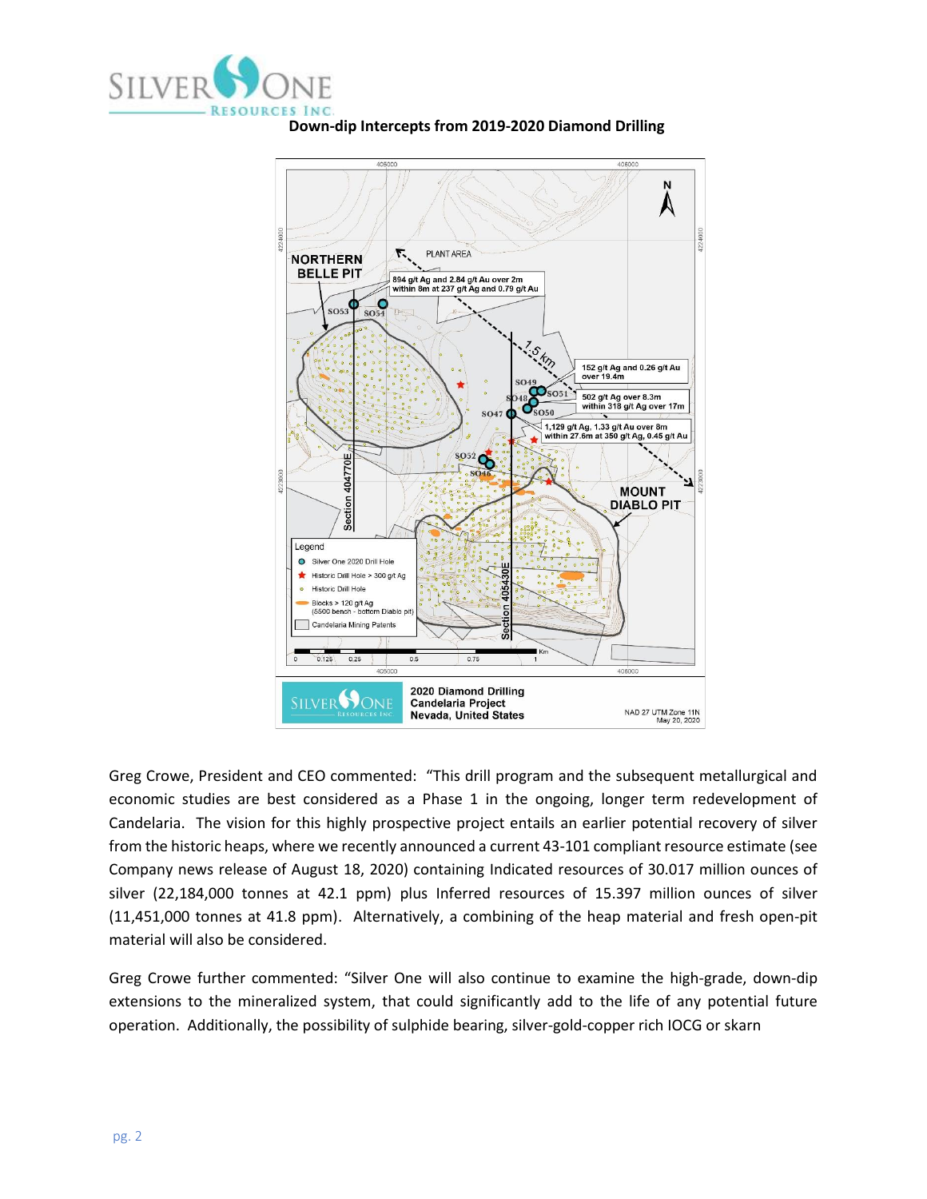**Down-dip Intercepts from 2019-2020 Diamond Drilling**

Greg Crowe, President and CEO commented: "This drill program and the subsequent metallurgical and economic studies are best considered as a Phase 1 in the ongoing, longer term redevelopment of Candelaria. The vision for this highly prospective project entails an earlier potential recovery of silver from the historic heaps, where we recently announced a current 43-101 compliant resource estimate (see Company news release of August 18, 2020) containing Indicated resources of 30.017 million ounces of silver (22,184,000 tonnes at 42.1 ppm) plus Inferred resources of 15.397 million ounces of silver (11,451,000 tonnes at 41.8 ppm). Alternatively, a combining of the heap material and fresh open-pit material will also be considered.

Greg Crowe further commented: "Silver One will also continue to examine the high-grade, down-dip extensions to the mineralized system, that could significantly add to the life of any potential future operation. Additionally, the possibility of sulphide bearing, silver-gold-copper rich IOCG or skarn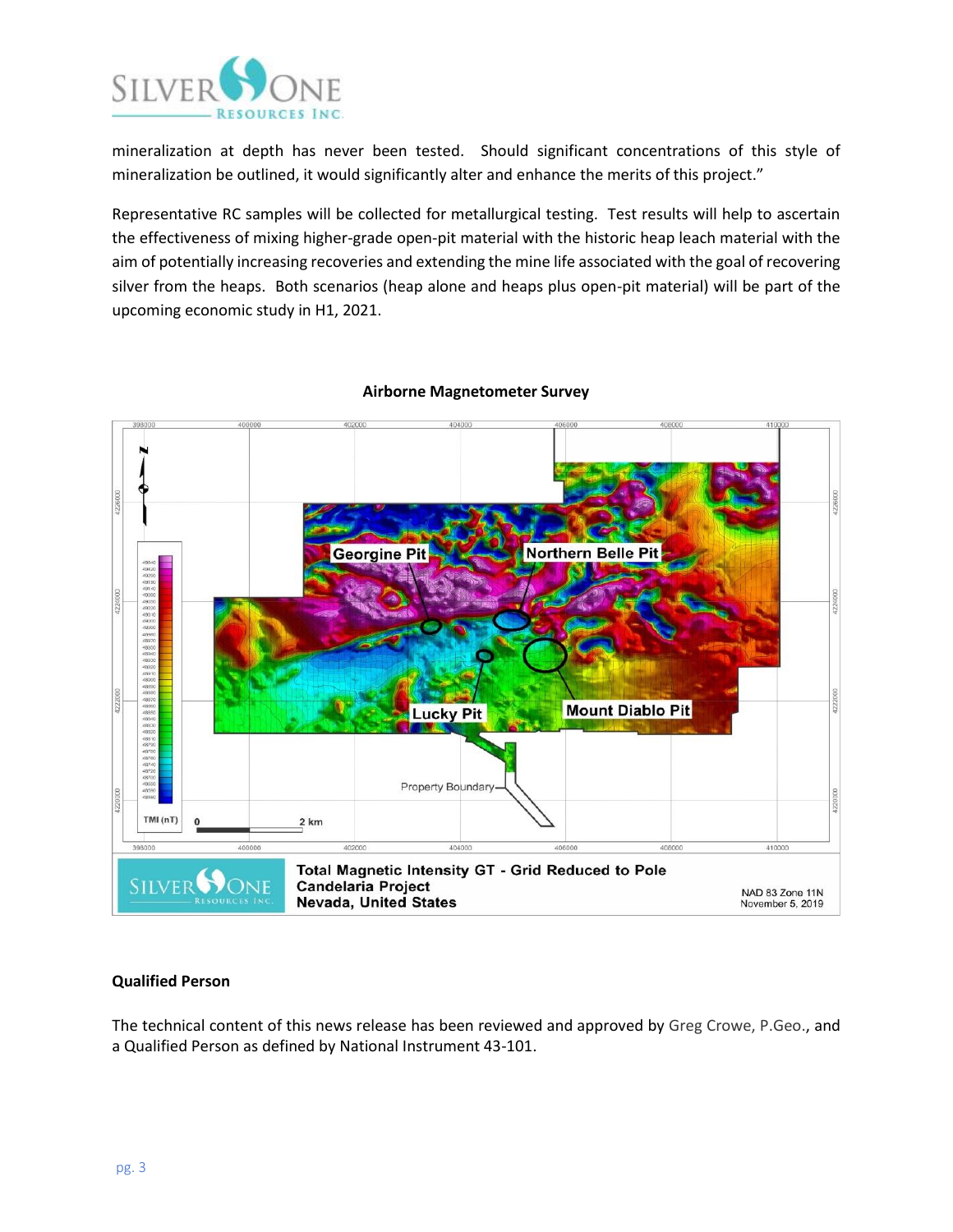mineralization at depth has never been tested. Should significant concentrations of this style of mineralization be outlined, it would significantly alter and enhance the merits of this project."

Representative RC samples will be collected for metallurgical testing. Test results will help to ascertain the effectiveness of mixing higher-grade open-pit material with the historic heap leach material with the aim of potentially increasing recoveries and extending the mine life associated with the goal of recovering silver from the heaps. Both scenarios (heap alone and heaps plus open-pit material) will be part of the upcoming economic study in H1, 2021.

**Airborne Magnetometer Survey**

Total Magnetic Intensity GT - Grid Reduced to Pole
Candelaria Project
Nevada, United States

NAD 83 Zone 11N
November 5, 2019

**Qualified Person**

The technical content of this news release has been reviewed and approved by Greg Crowe, P.Geo., and a Qualified Person as defined by National Instrument 43-101.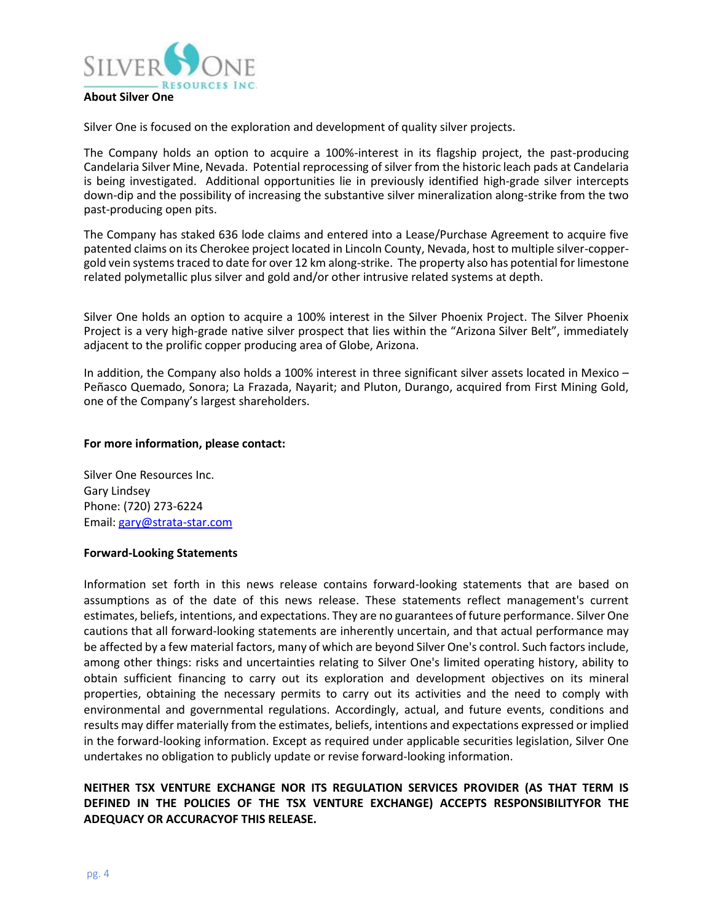## About Silver One

Silver One is focused on the exploration and development of quality silver projects.

The Company holds an option to acquire a 100%-interest in its flagship project, the past-producing Candelaria Silver Mine, Nevada. Potential reprocessing of silver from the historic leach pads at Candelaria is being investigated. Additional opportunities lie in previously identified high-grade silver intercepts down-dip and the possibility of increasing the substantive silver mineralization along-strike from the two past-producing open pits.

The Company has staked 636 lode claims and entered into a Lease/Purchase Agreement to acquire five patented claims on its Cherokee project located in Lincoln County, Nevada, host to multiple silver-copper-gold vein systems traced to date for over 12 km along-strike. The property also has potential for limestone related polymetallic plus silver and gold and/or other intrusive related systems at depth.

Silver One holds an option to acquire a 100% interest in the Silver Phoenix Project. The Silver Phoenix Project is a very high-grade native silver prospect that lies within the "Arizona Silver Belt", immediately adjacent to the prolific copper producing area of Globe, Arizona.

In addition, the Company also holds a 100% interest in three significant silver assets located in Mexico – Peñasco Quemado, Sonora; La Frazada, Nayarit; and Pluton, Durango, acquired from First Mining Gold, one of the Company's largest shareholders.

**For more information, please contact:**

Silver One Resources Inc.
Gary Lindsey
Phone: (720) 273-6224
Email: gary@strata-star.com

**Forward-Looking Statements**

Information set forth in this news release contains forward-looking statements that are based on assumptions as of the date of this news release. These statements reflect management's current estimates, beliefs, intentions, and expectations. They are no guarantees of future performance. Silver One cautions that all forward-looking statements are inherently uncertain, and that actual performance may be affected by a few material factors, many of which are beyond Silver One's control. Such factors include, among other things: risks and uncertainties relating to Silver One's limited operating history, ability to obtain sufficient financing to carry out its exploration and development objectives on its mineral properties, obtaining the necessary permits to carry out its activities and the need to comply with environmental and governmental regulations. Accordingly, actual, and future events, conditions and results may differ materially from the estimates, beliefs, intentions and expectations expressed or implied in the forward-looking information. Except as required under applicable securities legislation, Silver One undertakes no obligation to publicly update or revise forward-looking information.

**NEITHER TSX VENTURE EXCHANGE NOR ITS REGULATION SERVICES PROVIDER (AS THAT TERM IS DEFINED IN THE POLICIES OF THE TSX VENTURE EXCHANGE) ACCEPTS RESPONSIBILITYFOR THE ADEQUACY OR ACCURACYOF THIS RELEASE.**